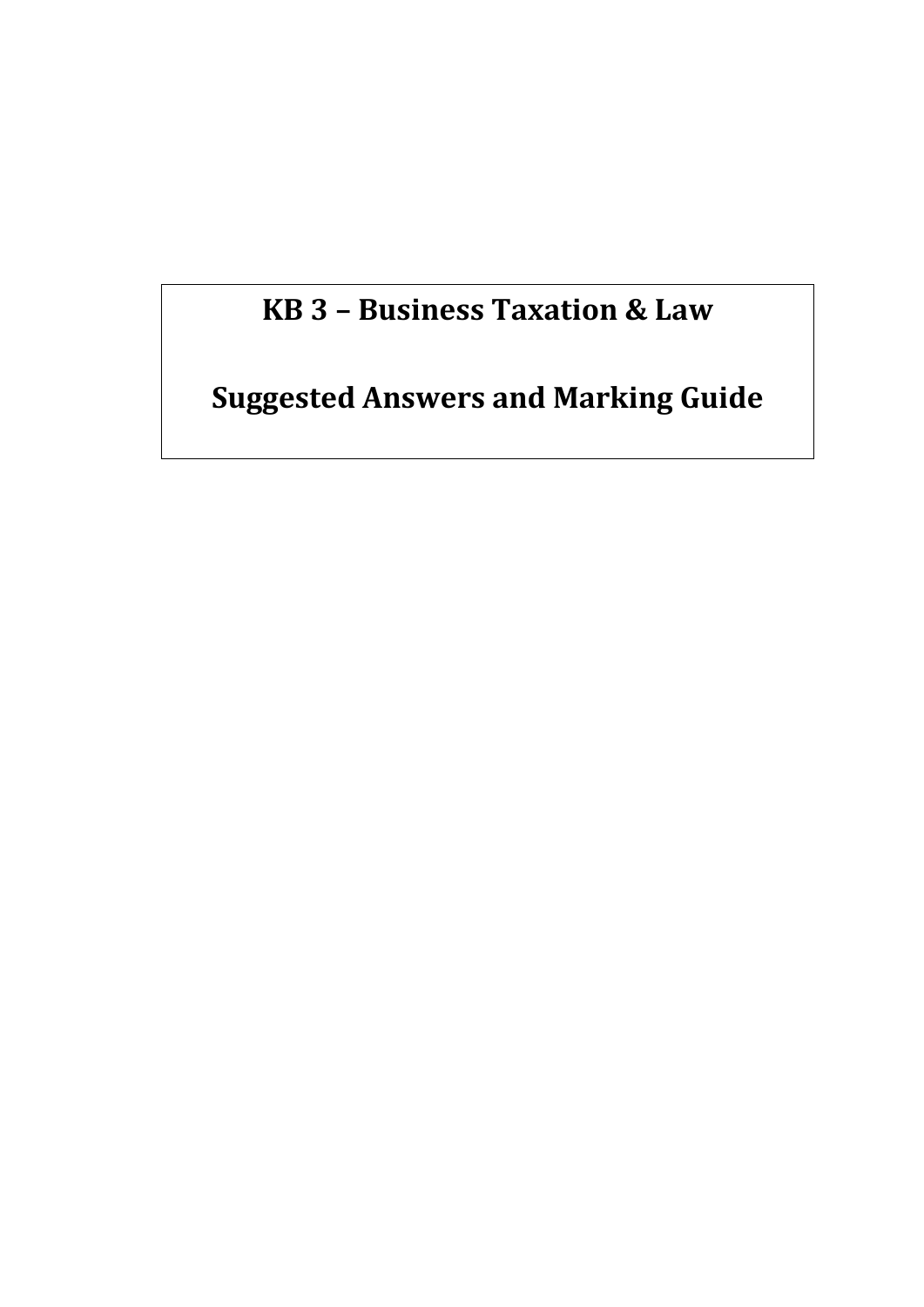# KB 3 – Business Taxation & Law

# Suggested Answers and Marking Guide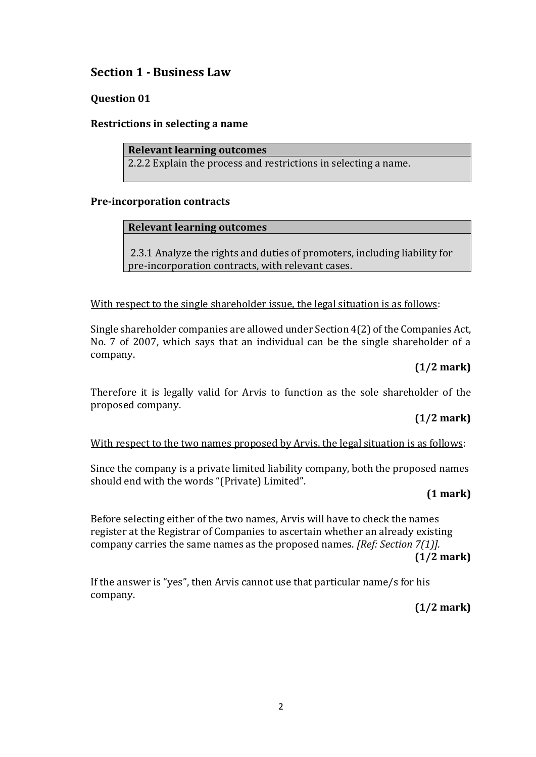## Section 1 - Business Law

### Question 01

#### Restrictions in selecting a name

| Relevant learning outcomes |
| --- |
| 2.2.2 Explain the process and restrictions in selecting a name. |

#### Pre-incorporation contracts

| Relevant learning outcomes |
| --- |
| 2.3.1 Analyze the rights and duties of promoters, including liability for pre-incorporation contracts, with relevant cases. |

<u>With respect to the single shareholder issue, the legal situation is as follows</u>:

Single shareholder companies are allowed under Section 4(2) of the Companies Act, No. 7 of 2007, which says that an individual can be the single shareholder of a company.

**(1/2 mark)**

Therefore it is legally valid for Arvis to function as the sole shareholder of the proposed company.

**(1/2 mark)**

<u>With respect to the two names proposed by Arvis, the legal situation is as follows</u>:

Since the company is a private limited liability company, both the proposed names should end with the words "(Private) Limited".

**(1 mark)**

Before selecting either of the two names, Arvis will have to check the names register at the Registrar of Companies to ascertain whether an already existing company carries the same names as the proposed names. *[Ref: Section 7(1)].*

**(1/2 mark)**

If the answer is "yes", then Arvis cannot use that particular name/s for his company.

**(1/2 mark)**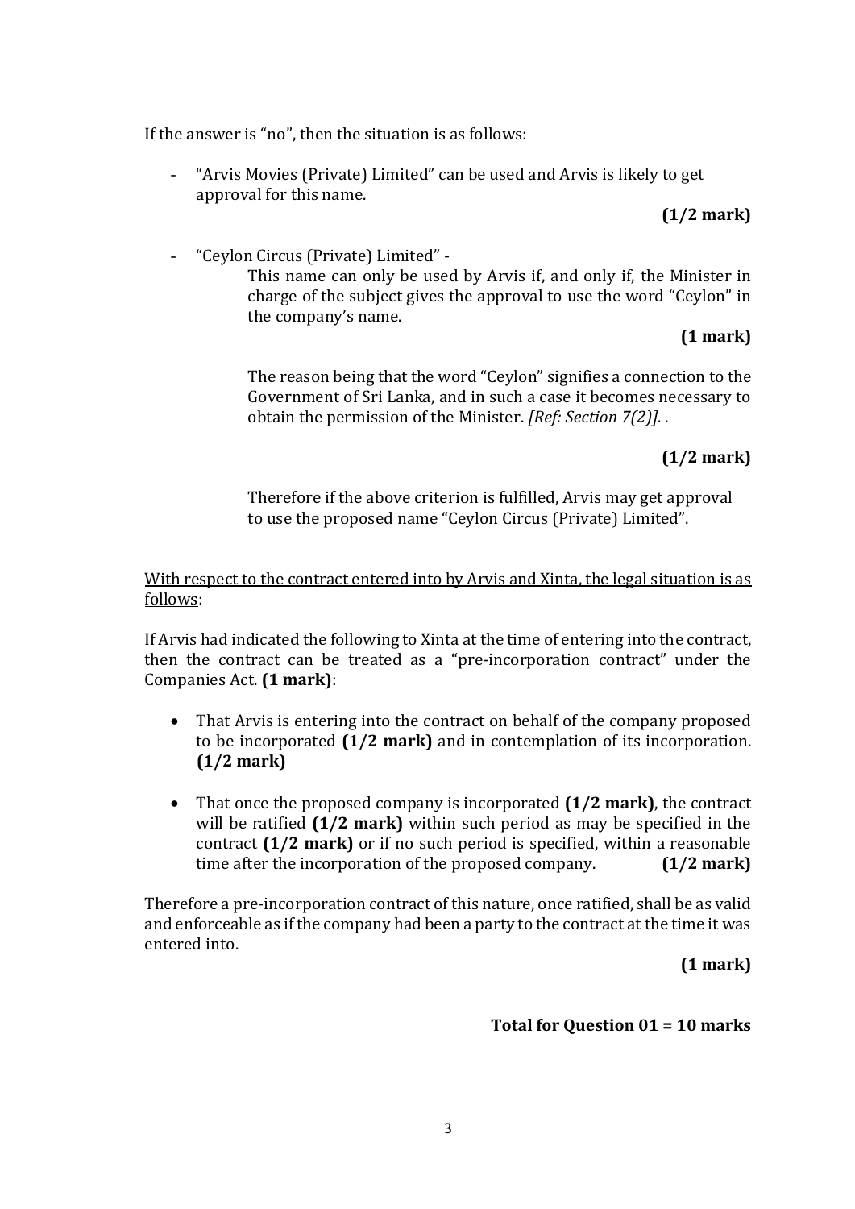If the answer is "no", then the situation is as follows:

- "Arvis Movies (Private) Limited" can be used and Arvis is likely to get approval for this name.

  **(1/2 mark)**

- "Ceylon Circus (Private) Limited" -

  This name can only be used by Arvis if, and only if, the Minister in charge of the subject gives the approval to use the word "Ceylon" in the company's name.

  **(1 mark)**

  The reason being that the word "Ceylon" signifies a connection to the Government of Sri Lanka, and in such a case it becomes necessary to obtain the permission of the Minister. *[Ref: Section 7(2)].* .

  **(1/2 mark)**

  Therefore if the above criterion is fulfilled, Arvis may get approval to use the proposed name "Ceylon Circus (Private) Limited".

<u>With respect to the contract entered into by Arvis and Xinta, the legal situation is as follows</u>:

If Arvis had indicated the following to Xinta at the time of entering into the contract, then the contract can be treated as a "pre-incorporation contract" under the Companies Act. **(1 mark)**:

- That Arvis is entering into the contract on behalf of the company proposed to be incorporated **(1/2 mark)** and in contemplation of its incorporation. **(1/2 mark)**

- That once the proposed company is incorporated **(1/2 mark)**, the contract will be ratified **(1/2 mark)** within such period as may be specified in the contract **(1/2 mark)** or if no such period is specified, within a reasonable time after the incorporation of the proposed company. **(1/2 mark)**

Therefore a pre-incorporation contract of this nature, once ratified, shall be as valid and enforceable as if the company had been a party to the contract at the time it was entered into.

**(1 mark)**

**Total for Question 01 = 10 marks**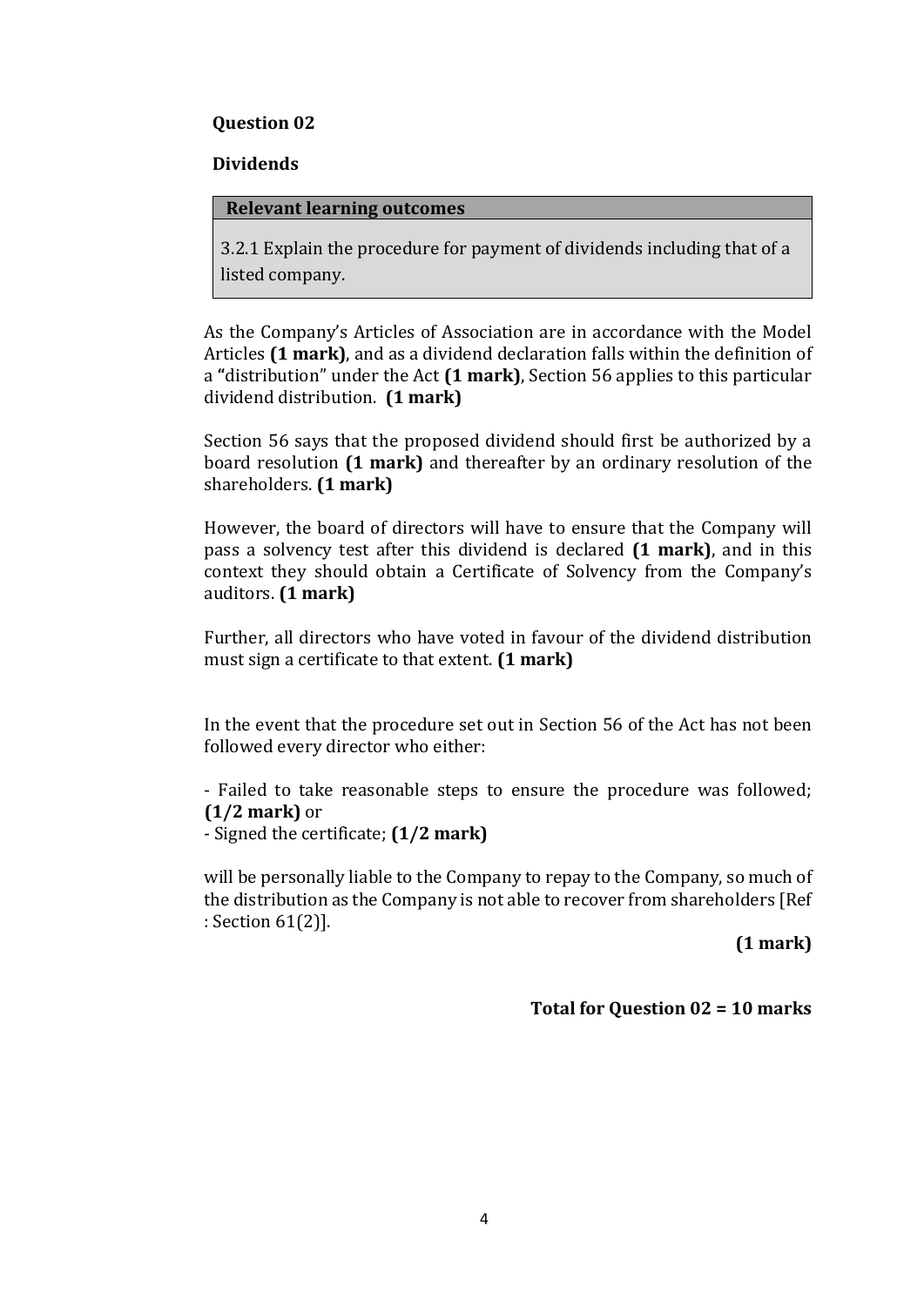**Question 02**

**Dividends**

| **Relevant learning outcomes** |
|---|
| 3.2.1 Explain the procedure for payment of dividends including that of a listed company. |

As the Company's Articles of Association are in accordance with the Model Articles **(1 mark)**, and as a dividend declaration falls within the definition of a **"**distribution" under the Act **(1 mark)**, Section 56 applies to this particular dividend distribution. **(1 mark)**

Section 56 says that the proposed dividend should first be authorized by a board resolution **(1 mark)** and thereafter by an ordinary resolution of the shareholders. **(1 mark)**

However, the board of directors will have to ensure that the Company will pass a solvency test after this dividend is declared **(1 mark)**, and in this context they should obtain a Certificate of Solvency from the Company's auditors. **(1 mark)**

Further, all directors who have voted in favour of the dividend distribution must sign a certificate to that extent. **(1 mark)**

In the event that the procedure set out in Section 56 of the Act has not been followed every director who either:

- Failed to take reasonable steps to ensure the procedure was followed; **(1/2 mark)** or
- Signed the certificate; **(1/2 mark)**

will be personally liable to the Company to repay to the Company, so much of the distribution as the Company is not able to recover from shareholders [Ref : Section 61(2)].

**(1 mark)**

**Total for Question 02 = 10 marks**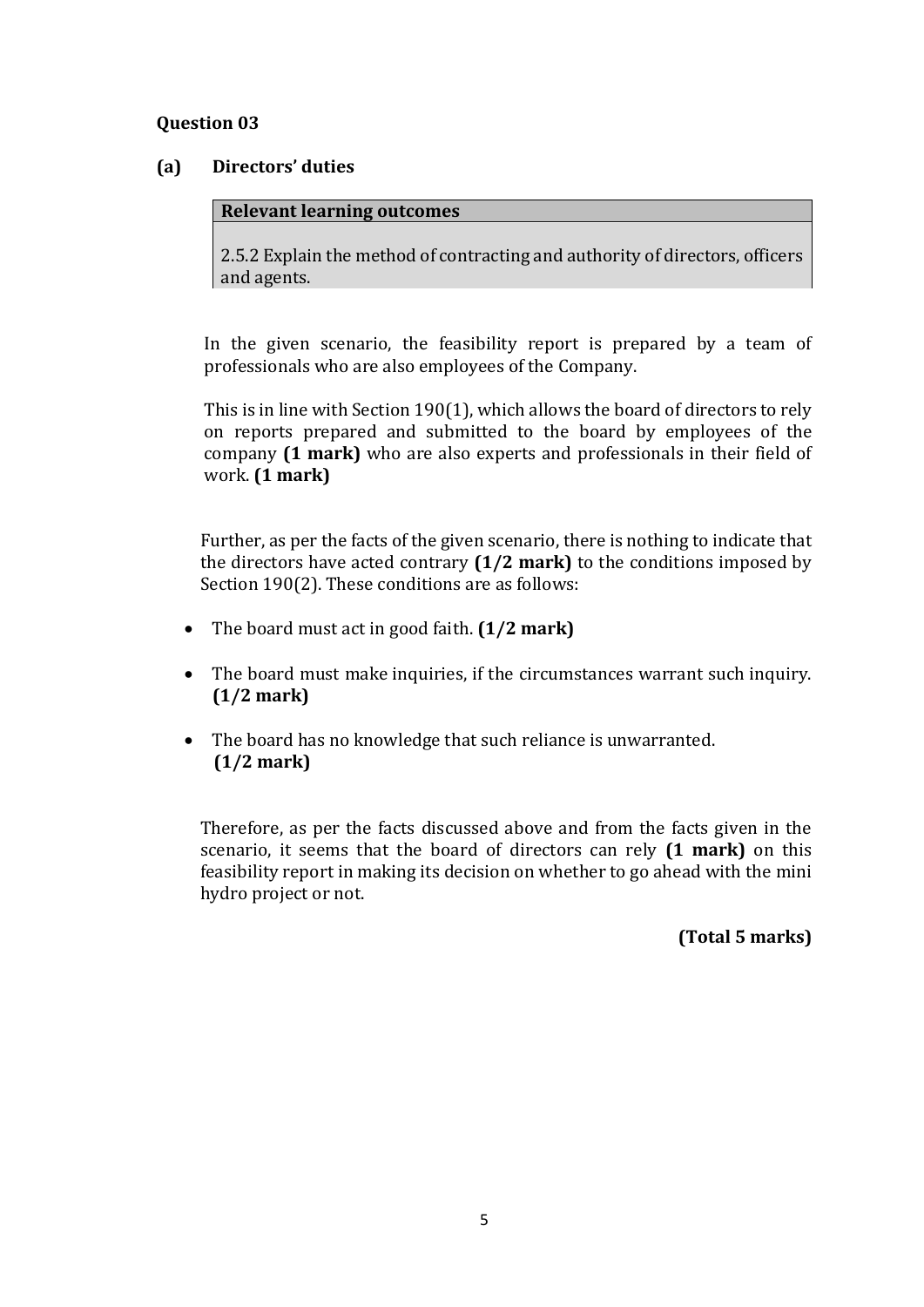**Question 03**

**(a) Directors' duties**

| **Relevant learning outcomes** |
| --- |
| 2.5.2 Explain the method of contracting and authority of directors, officers and agents. |

In the given scenario, the feasibility report is prepared by a team of professionals who are also employees of the Company.

This is in line with Section 190(1), which allows the board of directors to rely on reports prepared and submitted to the board by employees of the company **(1 mark)** who are also experts and professionals in their field of work. **(1 mark)**

Further, as per the facts of the given scenario, there is nothing to indicate that the directors have acted contrary **(1/2 mark)** to the conditions imposed by Section 190(2). These conditions are as follows:

- The board must act in good faith. **(1/2 mark)**
- The board must make inquiries, if the circumstances warrant such inquiry. **(1/2 mark)**
- The board has no knowledge that such reliance is unwarranted. **(1/2 mark)**

Therefore, as per the facts discussed above and from the facts given in the scenario, it seems that the board of directors can rely **(1 mark)** on this feasibility report in making its decision on whether to go ahead with the mini hydro project or not.

**(Total 5 marks)**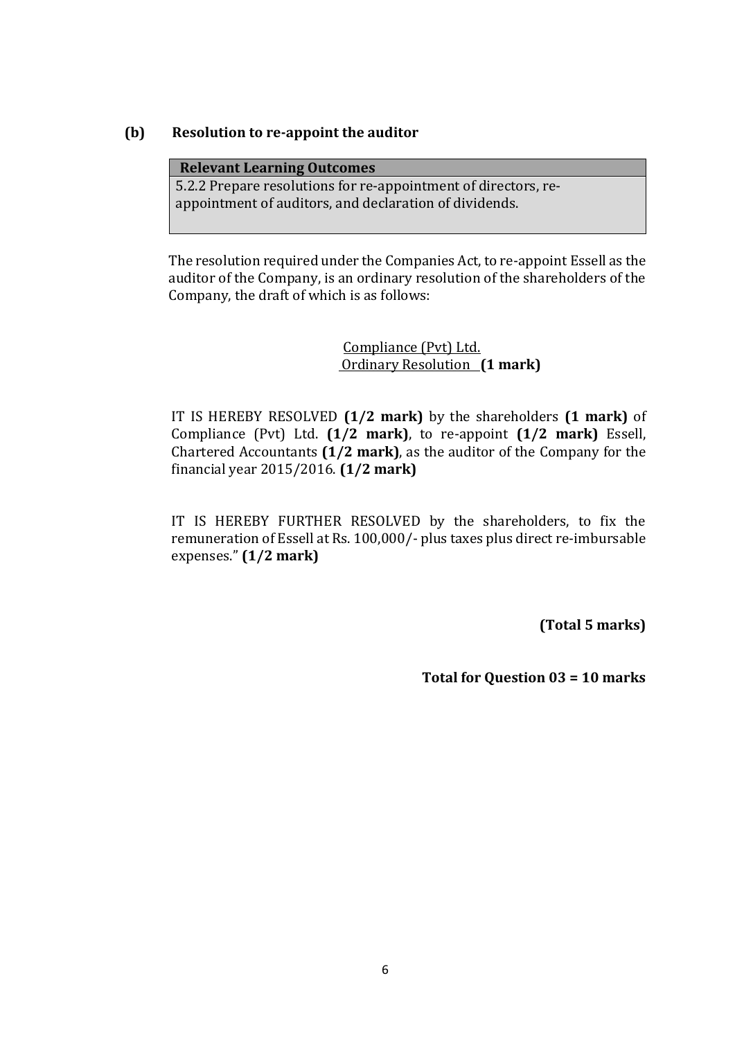**(b) Resolution to re-appoint the auditor**

| **Relevant Learning Outcomes** |
|---|
| 5.2.2 Prepare resolutions for re-appointment of directors, re-appointment of auditors, and declaration of dividends. |

The resolution required under the Companies Act, to re-appoint Essell as the auditor of the Company, is an ordinary resolution of the shareholders of the Company, the draft of which is as follows:

<u>Compliance (Pvt) Ltd.</u>
<u>Ordinary Resolution</u> **(1 mark)**

IT IS HEREBY RESOLVED **(1/2 mark)** by the shareholders **(1 mark)** of Compliance (Pvt) Ltd. **(1/2 mark)**, to re-appoint **(1/2 mark)** Essell, Chartered Accountants **(1/2 mark)**, as the auditor of the Company for the financial year 2015/2016. **(1/2 mark)**

IT IS HEREBY FURTHER RESOLVED by the shareholders, to fix the remuneration of Essell at Rs. 100,000/- plus taxes plus direct re-imbursable expenses." **(1/2 mark)**

**(Total 5 marks)**

**Total for Question 03 = 10 marks**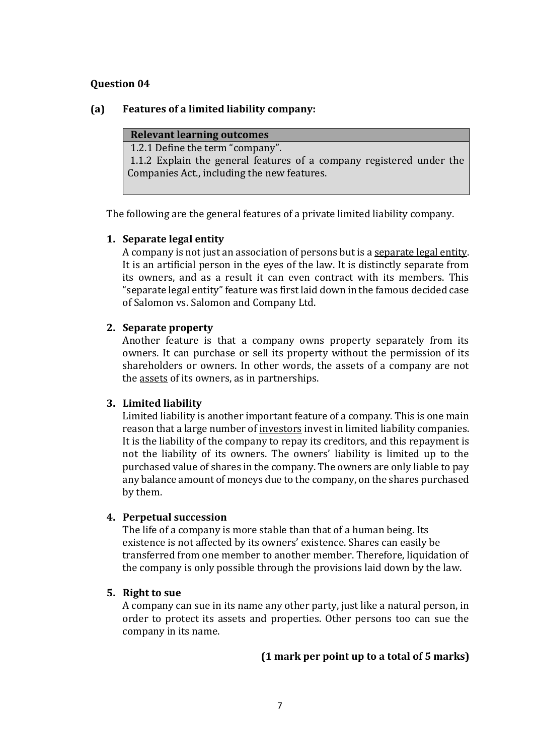**Question 04**

**(a) Features of a limited liability company:**

| **Relevant learning outcomes** |
| --- |
| 1.2.1 Define the term "company".<br>1.1.2 Explain the general features of a company registered under the Companies Act., including the new features. |

The following are the general features of a private limited liability company.

1. **Separate legal entity**
   A company is not just an association of persons but is a separate legal entity. It is an artificial person in the eyes of the law. It is distinctly separate from its owners, and as a result it can even contract with its members. This "separate legal entity" feature was first laid down in the famous decided case of Salomon vs. Salomon and Company Ltd.

2. **Separate property**
   Another feature is that a company owns property separately from its owners. It can purchase or sell its property without the permission of its shareholders or owners. In other words, the assets of a company are not the assets of its owners, as in partnerships.

3. **Limited liability**
   Limited liability is another important feature of a company. This is one main reason that a large number of investors invest in limited liability companies. It is the liability of the company to repay its creditors, and this repayment is not the liability of its owners. The owners' liability is limited up to the purchased value of shares in the company. The owners are only liable to pay any balance amount of moneys due to the company, on the shares purchased by them.

4. **Perpetual succession**
   The life of a company is more stable than that of a human being. Its existence is not affected by its owners' existence. Shares can easily be transferred from one member to another member. Therefore, liquidation of the company is only possible through the provisions laid down by the law.

5. **Right to sue**
   A company can sue in its name any other party, just like a natural person, in order to protect its assets and properties. Other persons too can sue the company in its name.

**(1 mark per point up to a total of 5 marks)**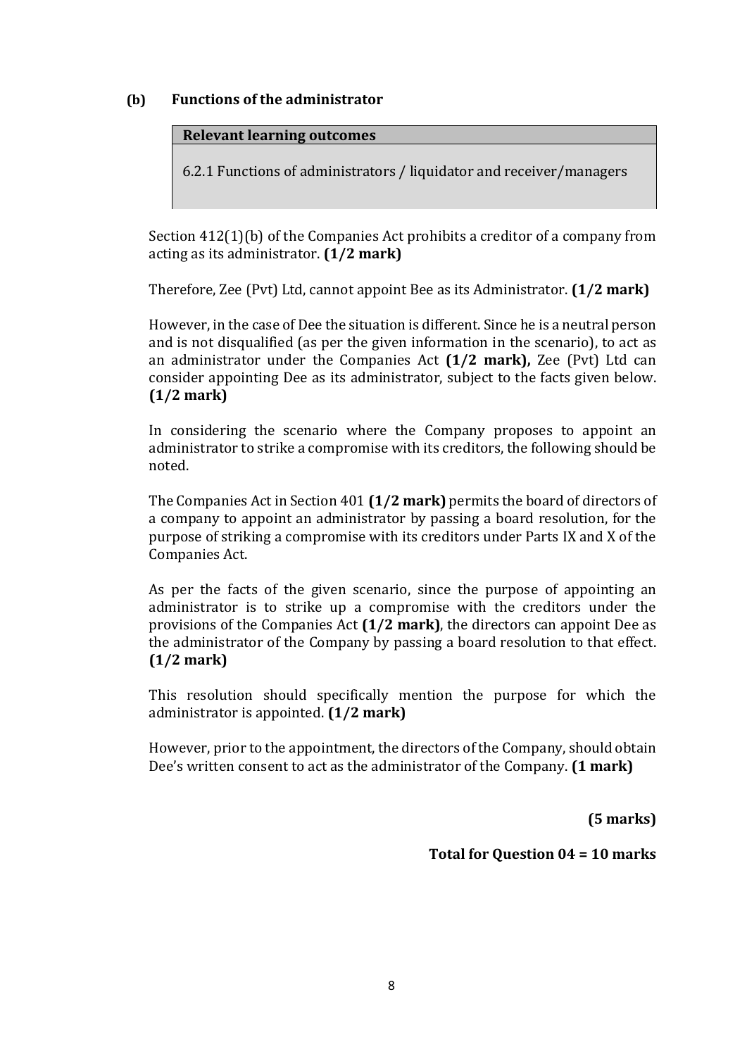**(b) Functions of the administrator**

| **Relevant learning outcomes** |
| --- |
| 6.2.1 Functions of administrators / liquidator and receiver/managers |

Section 412(1)(b) of the Companies Act prohibits a creditor of a company from acting as its administrator. **(1/2 mark)**

Therefore, Zee (Pvt) Ltd, cannot appoint Bee as its Administrator. **(1/2 mark)**

However, in the case of Dee the situation is different. Since he is a neutral person and is not disqualified (as per the given information in the scenario), to act as an administrator under the Companies Act **(1/2 mark),** Zee (Pvt) Ltd can consider appointing Dee as its administrator, subject to the facts given below. **(1/2 mark)**

In considering the scenario where the Company proposes to appoint an administrator to strike a compromise with its creditors, the following should be noted.

The Companies Act in Section 401 **(1/2 mark)** permits the board of directors of a company to appoint an administrator by passing a board resolution, for the purpose of striking a compromise with its creditors under Parts IX and X of the Companies Act.

As per the facts of the given scenario, since the purpose of appointing an administrator is to strike up a compromise with the creditors under the provisions of the Companies Act **(1/2 mark)**, the directors can appoint Dee as the administrator of the Company by passing a board resolution to that effect. **(1/2 mark)**

This resolution should specifically mention the purpose for which the administrator is appointed. **(1/2 mark)**

However, prior to the appointment, the directors of the Company, should obtain Dee's written consent to act as the administrator of the Company. **(1 mark)**

**(5 marks)**

**Total for Question 04 = 10 marks**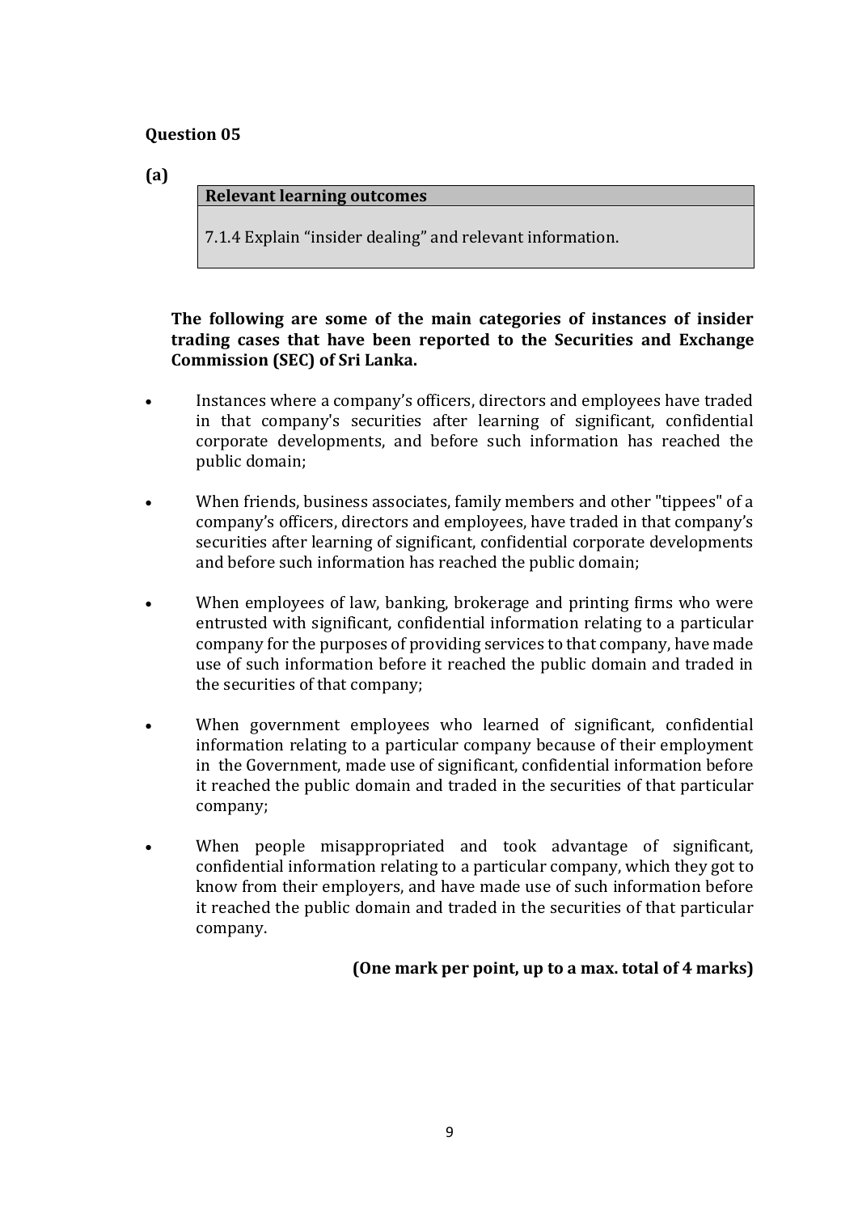**Question 05**

**(a)**

| **Relevant learning outcomes** |
| --- |
| 7.1.4 Explain "insider dealing" and relevant information. |

**The following are some of the main categories of instances of insider trading cases that have been reported to the Securities and Exchange Commission (SEC) of Sri Lanka.**

- Instances where a company's officers, directors and employees have traded in that company's securities after learning of significant, confidential corporate developments, and before such information has reached the public domain;
- When friends, business associates, family members and other "tippees" of a company's officers, directors and employees, have traded in that company's securities after learning of significant, confidential corporate developments and before such information has reached the public domain;
- When employees of law, banking, brokerage and printing firms who were entrusted with significant, confidential information relating to a particular company for the purposes of providing services to that company, have made use of such information before it reached the public domain and traded in the securities of that company;
- When government employees who learned of significant, confidential information relating to a particular company because of their employment in the Government, made use of significant, confidential information before it reached the public domain and traded in the securities of that particular company;
- When people misappropriated and took advantage of significant, confidential information relating to a particular company, which they got to know from their employers, and have made use of such information before it reached the public domain and traded in the securities of that particular company.

**(One mark per point, up to a max. total of 4 marks)**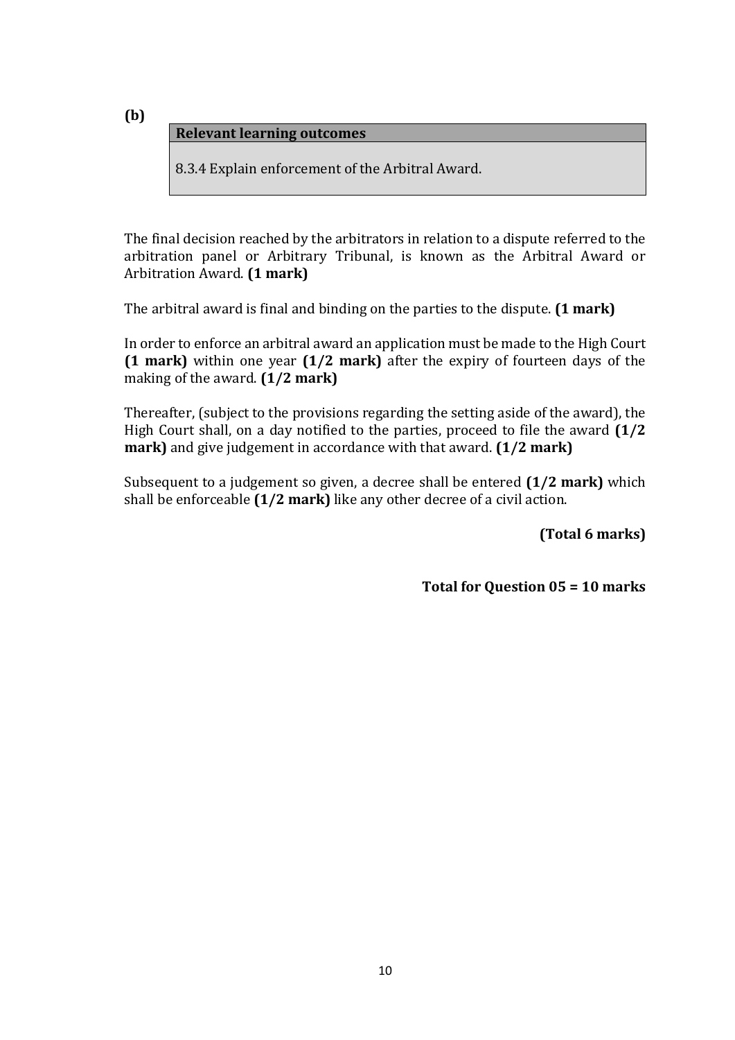**(b)**

| **Relevant learning outcomes** |
|---|
| 8.3.4 Explain enforcement of the Arbitral Award. |

The final decision reached by the arbitrators in relation to a dispute referred to the arbitration panel or Arbitrary Tribunal, is known as the Arbitral Award or Arbitration Award. **(1 mark)**

The arbitral award is final and binding on the parties to the dispute. **(1 mark)**

In order to enforce an arbitral award an application must be made to the High Court **(1 mark)** within one year **(1/2 mark)** after the expiry of fourteen days of the making of the award. **(1/2 mark)**

Thereafter, (subject to the provisions regarding the setting aside of the award), the High Court shall, on a day notified to the parties, proceed to file the award **(1/2 mark)** and give judgement in accordance with that award. **(1/2 mark)**

Subsequent to a judgement so given, a decree shall be entered **(1/2 mark)** which shall be enforceable **(1/2 mark)** like any other decree of a civil action.

**(Total 6 marks)**

**Total for Question 05 = 10 marks**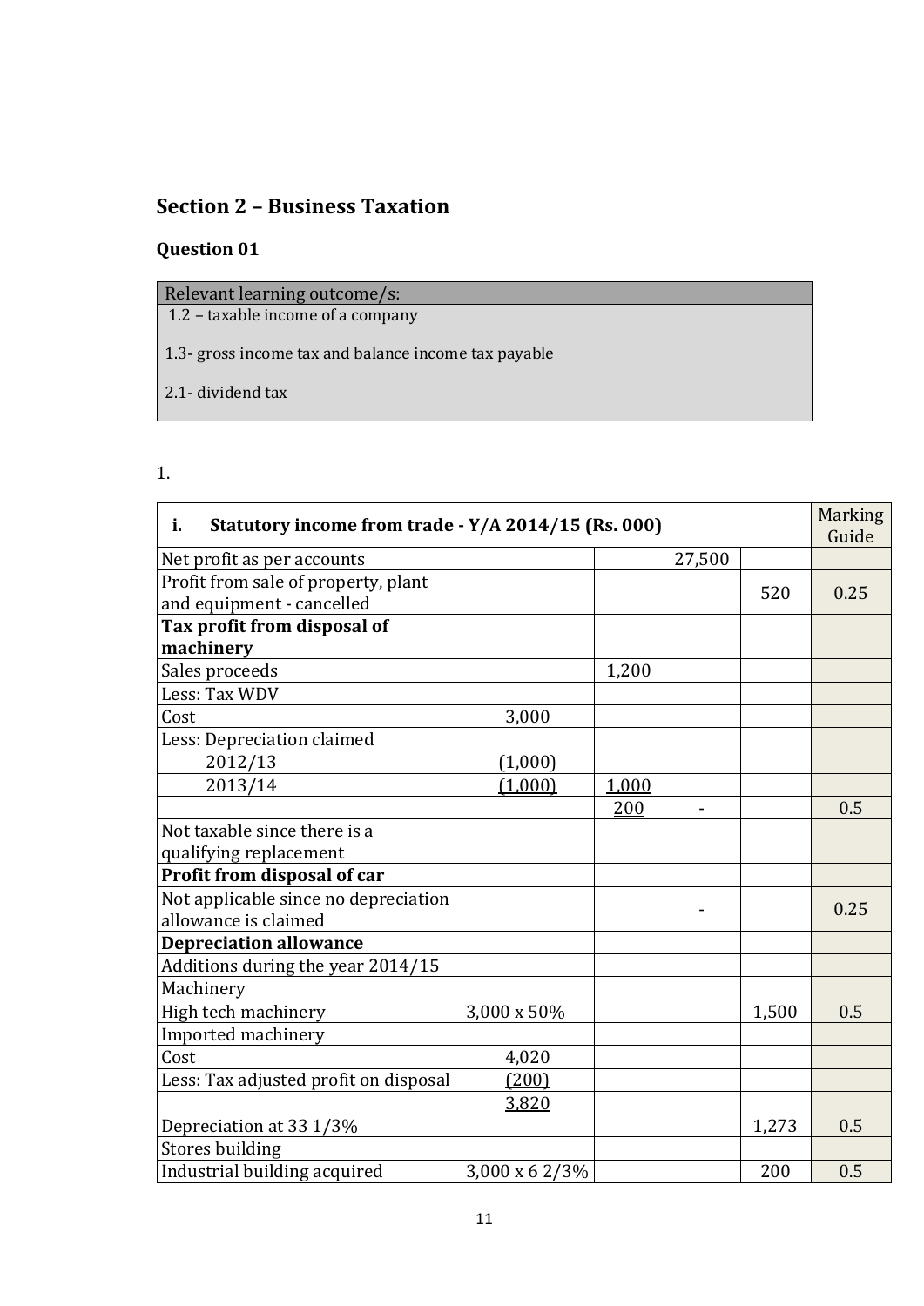## Section 2 – Business Taxation

### Question 01

| Relevant learning outcome/s: |
|---|
| 1.2 – taxable income of a company |
| 1.3- gross income tax and balance income tax payable |
| 2.1- dividend tax |

1.

| **i. Statutory income from trade - Y/A 2014/15 (Rs. 000)** | | | | | Marking Guide |
|---|---|---|---|---|---|
| Net profit as per accounts | | | 27,500 | | |
| Profit from sale of property, plant and equipment - cancelled | | | | 520 | 0.25 |
| **Tax profit from disposal of machinery** | | | | | |
| Sales proceeds | | 1,200 | | | |
| Less: Tax WDV | | | | | |
| Cost | 3,000 | | | | |
| Less: Depreciation claimed | | | | | |
| 2012/13 | (1,000) | | | | |
| 2013/14 | (1,000) | 1,000 | | | |
| | | 200 | - | | 0.5 |
| Not taxable since there is a qualifying replacement | | | | | |
| **Profit from disposal of car** | | | | | |
| Not applicable since no depreciation allowance is claimed | | | - | | 0.25 |
| **Depreciation allowance** | | | | | |
| Additions during the year 2014/15 | | | | | |
| Machinery | | | | | |
| High tech machinery | 3,000 x 50% | | | 1,500 | 0.5 |
| Imported machinery | | | | | |
| Cost | 4,020 | | | | |
| Less: Tax adjusted profit on disposal | (200) | | | | |
| | 3,820 | | | | |
| Depreciation at 33 1/3% | | | | 1,273 | 0.5 |
| Stores building | | | | | |
| Industrial building acquired | 3,000 x 6 2/3% | | | 200 | 0.5 |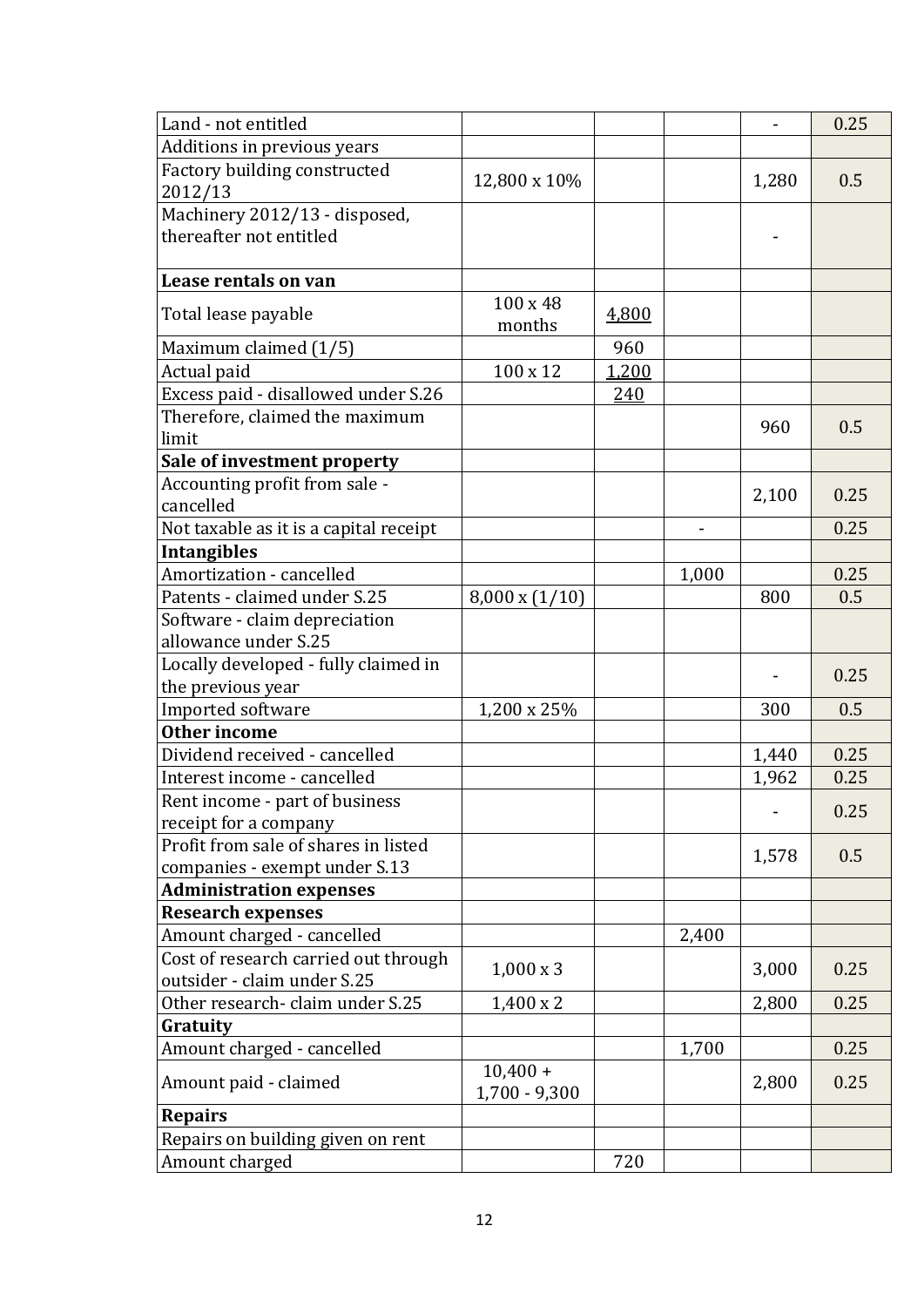| | | | | | |
|---|---|---|---|---|---|
| Land - not entitled | | | | - | 0.25 |
| Additions in previous years | | | | | |
| Factory building constructed 2012/13 | 12,800 x 10% | | | 1,280 | 0.5 |
| Machinery 2012/13 - disposed, thereafter not entitled | | | | - | |
| **Lease rentals on van** | | | | | |
| Total lease payable | 100 x 48 months | 4,800 | | | |
| Maximum claimed (1/5) | | 960 | | | |
| Actual paid | 100 x 12 | 1,200 | | | |
| Excess paid - disallowed under S.26 | | 240 | | | |
| Therefore, claimed the maximum limit | | | | 960 | 0.5 |
| **Sale of investment property** | | | | | |
| Accounting profit from sale - cancelled | | | | 2,100 | 0.25 |
| Not taxable as it is a capital receipt | | | - | | 0.25 |
| **Intangibles** | | | | | |
| Amortization - cancelled | | | 1,000 | | 0.25 |
| Patents - claimed under S.25 | 8,000 x (1/10) | | | 800 | 0.5 |
| Software - claim depreciation allowance under S.25 | | | | | |
| Locally developed - fully claimed in the previous year | | | | - | 0.25 |
| Imported software | 1,200 x 25% | | | 300 | 0.5 |
| **Other income** | | | | | |
| Dividend received - cancelled | | | | 1,440 | 0.25 |
| Interest income - cancelled | | | | 1,962 | 0.25 |
| Rent income - part of business receipt for a company | | | | - | 0.25 |
| Profit from sale of shares in listed companies - exempt under S.13 | | | | 1,578 | 0.5 |
| **Administration expenses** | | | | | |
| **Research expenses** | | | | | |
| Amount charged - cancelled | | | 2,400 | | |
| Cost of research carried out through outsider - claim under S.25 | 1,000 x 3 | | | 3,000 | 0.25 |
| Other research- claim under S.25 | 1,400 x 2 | | | 2,800 | 0.25 |
| **Gratuity** | | | | | |
| Amount charged - cancelled | | | 1,700 | | 0.25 |
| Amount paid - claimed | 10,400 + 1,700 - 9,300 | | | 2,800 | 0.25 |
| **Repairs** | | | | | |
| Repairs on building given on rent | | | | | |
| Amount charged | | 720 | | | |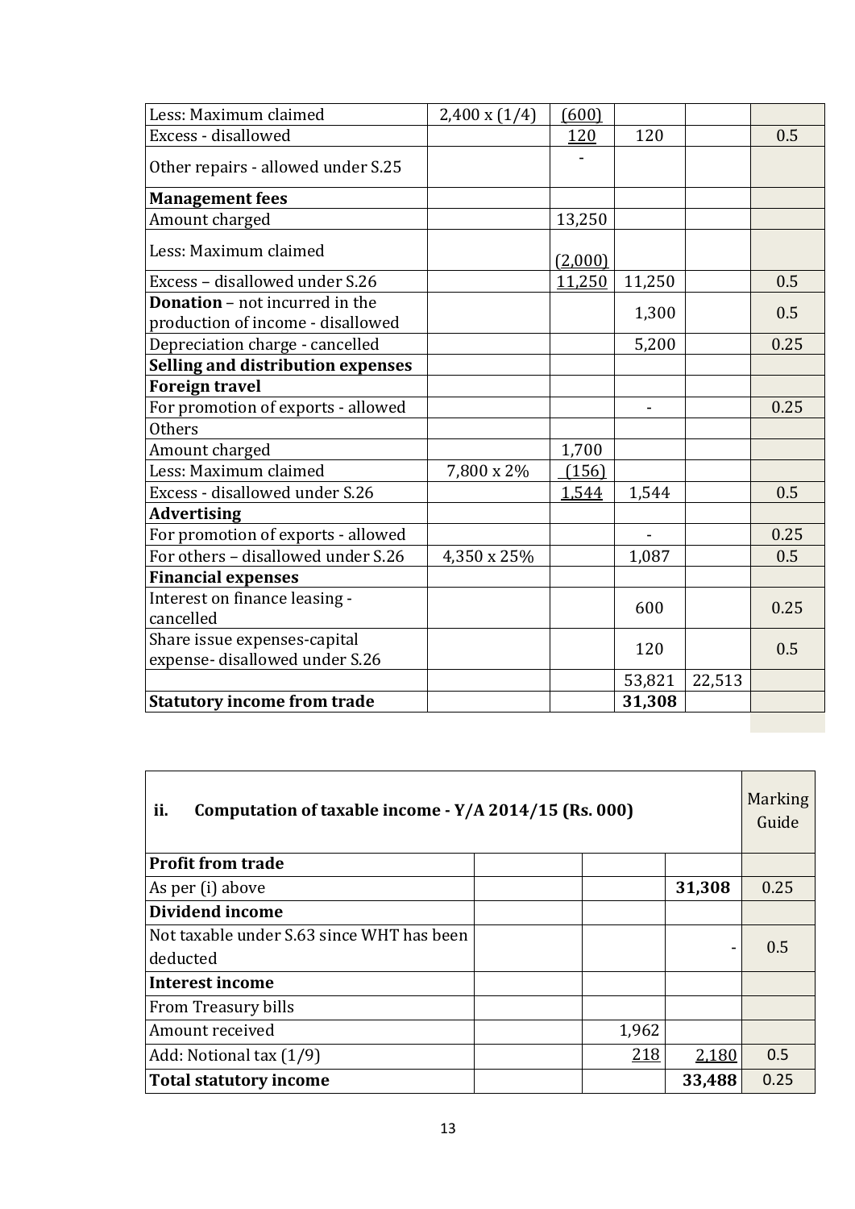| | | | | | |
|---|---|---|---|---|---|
| Less: Maximum claimed | 2,400 x (1/4) | (600) | | | |
| Excess - disallowed | | 120 | 120 | | 0.5 |
| Other repairs - allowed under S.25 | | - | | | |
| **Management fees** | | | | | |
| Amount charged | | 13,250 | | | |
| Less: Maximum claimed | | (2,000) | | | |
| Excess – disallowed under S.26 | | 11,250 | 11,250 | | 0.5 |
| **Donation** – not incurred in the production of income - disallowed | | | 1,300 | | 0.5 |
| Depreciation charge - cancelled | | | 5,200 | | 0.25 |
| **Selling and distribution expenses** | | | | | |
| **Foreign travel** | | | | | |
| For promotion of exports - allowed | | | - | | 0.25 |
| Others | | | | | |
| Amount charged | | 1,700 | | | |
| Less: Maximum claimed | 7,800 x 2% | (156) | | | |
| Excess - disallowed under S.26 | | 1,544 | 1,544 | | 0.5 |
| **Advertising** | | | | | |
| For promotion of exports - allowed | | | - | | 0.25 |
| For others – disallowed under S.26 | 4,350 x 25% | | 1,087 | | 0.5 |
| **Financial expenses** | | | | | |
| Interest on finance leasing - cancelled | | | 600 | | 0.25 |
| Share issue expenses-capital expense- disallowed under S.26 | | | 120 | | 0.5 |
| | | | 53,821 | 22,513 | |
| **Statutory income from trade** | | | **31,308** | | |

| **ii. Computation of taxable income - Y/A 2014/15 (Rs. 000)** | | | | Marking Guide |
|---|---|---|---|---|
| **Profit from trade** | | | | |
| As per (i) above | | | **31,308** | 0.25 |
| **Dividend income** | | | | |
| Not taxable under S.63 since WHT has been deducted | | | - | 0.5 |
| **Interest income** | | | | |
| From Treasury bills | | | | |
| Amount received | | 1,962 | | |
| Add: Notional tax (1/9) | | 218 | 2,180 | 0.5 |
| **Total statutory income** | | | **33,488** | 0.25 |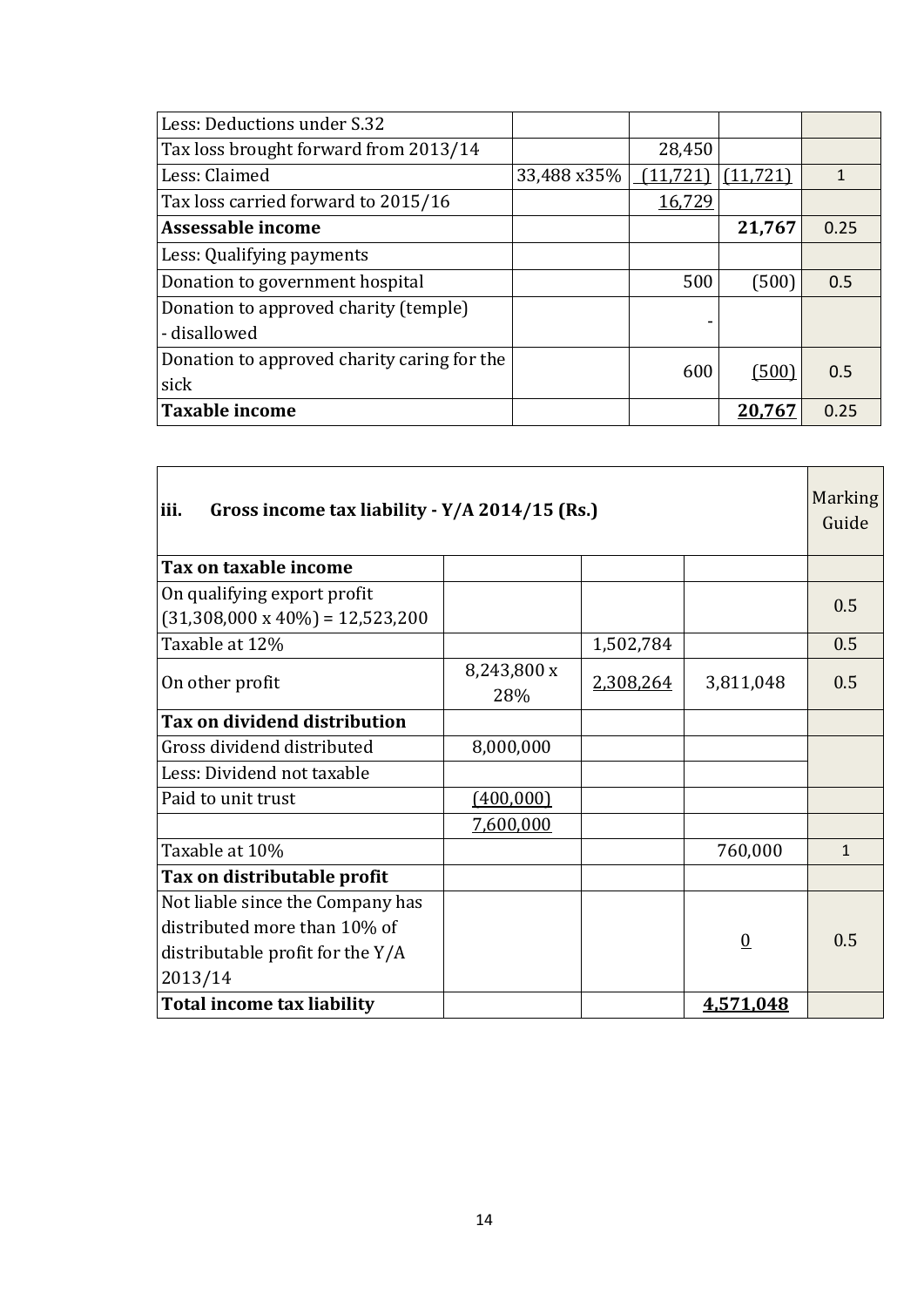| Less: Deductions under S.32 | | | | |
|---|---|---|---|---|
| Tax loss brought forward from 2013/14 | | 28,450 | | |
| Less: Claimed | 33,488 x35% | (11,721) | (11,721) | 1 |
| Tax loss carried forward to 2015/16 | | 16,729 | | |
| **Assessable income** | | | **21,767** | 0.25 |
| Less: Qualifying payments | | | | |
| Donation to government hospital | | 500 | (500) | 0.5 |
| Donation to approved charity (temple) - disallowed | | - | | |
| Donation to approved charity caring for the sick | | 600 | (500) | 0.5 |
| **Taxable income** | | | **20,767** | 0.25 |

| **iii. Gross income tax liability - Y/A 2014/15 (Rs.)** | | | | Marking Guide |
|---|---|---|---|---|
| **Tax on taxable income** | | | | |
| On qualifying export profit (31,308,000 x 40%) = 12,523,200 | | | | 0.5 |
| Taxable at 12% | | 1,502,784 | | 0.5 |
| On other profit | 8,243,800 x 28% | 2,308,264 | 3,811,048 | 0.5 |
| **Tax on dividend distribution** | | | | |
| Gross dividend distributed | 8,000,000 | | | |
| Less: Dividend not taxable | | | | |
| Paid to unit trust | (400,000) | | | |
| | 7,600,000 | | | |
| Taxable at 10% | | | 760,000 | 1 |
| **Tax on distributable profit** | | | | |
| Not liable since the Company has distributed more than 10% of distributable profit for the Y/A 2013/14 | | | 0 | 0.5 |
| **Total income tax liability** | | | **4,571,048** | |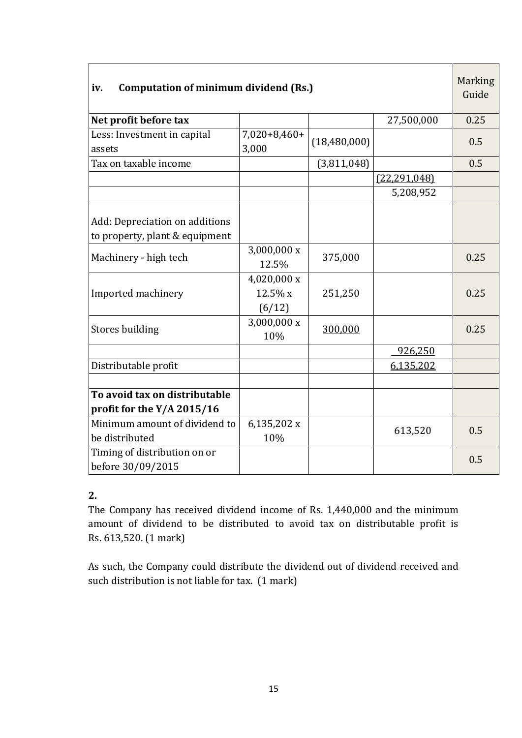| iv. **Computation of minimum dividend (Rs.)** | | | | Marking Guide |
|---|---|---|---|---|
| **Net profit before tax** | | | 27,500,000 | 0.25 |
| Less: Investment in capital assets | 7,020+8,460+ 3,000 | (18,480,000) | | 0.5 |
| Tax on taxable income | | (3,811,048) | | 0.5 |
| | | | (22,291,048) | |
| | | | 5,208,952 | |
| Add: Depreciation on additions to property, plant & equipment | | | | |
| Machinery - high tech | 3,000,000 x 12.5% | 375,000 | | 0.25 |
| Imported machinery | 4,020,000 x 12.5% x (6/12) | 251,250 | | 0.25 |
| Stores building | 3,000,000 x 10% | 300,000 | | 0.25 |
| | | | 926,250 | |
| Distributable profit | | | 6,135,202 | |
| | | | | |
| **To avoid tax on distributable profit for the Y/A 2015/16** | | | | |
| Minimum amount of dividend to be distributed | 6,135,202 x 10% | | 613,520 | 0.5 |
| Timing of distribution on or before 30/09/2015 | | | | 0.5 |

**2.**

The Company has received dividend income of Rs. 1,440,000 and the minimum amount of dividend to be distributed to avoid tax on distributable profit is Rs. 613,520. (1 mark)

As such, the Company could distribute the dividend out of dividend received and such distribution is not liable for tax. (1 mark)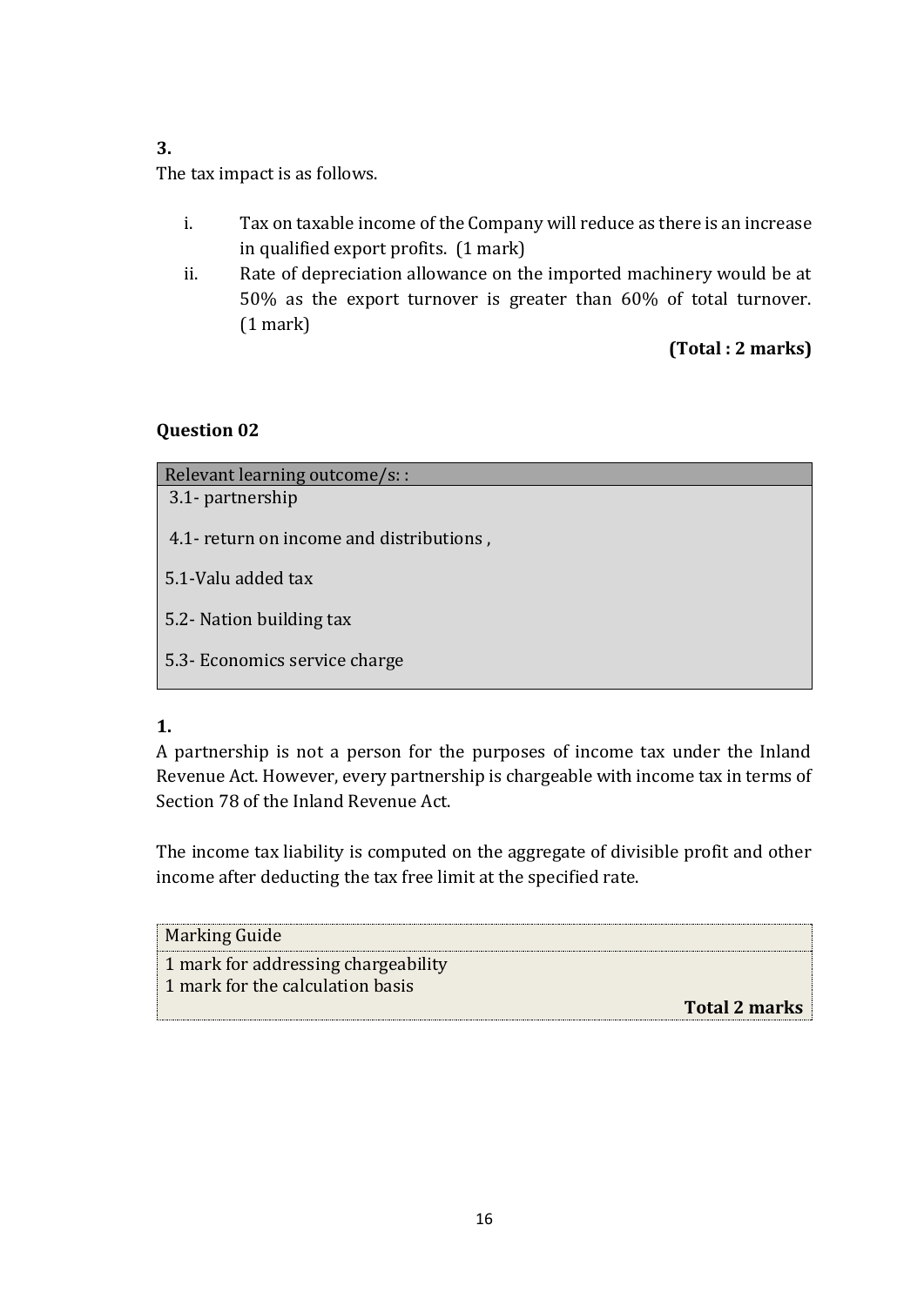**3.**

The tax impact is as follows.

i. Tax on taxable income of the Company will reduce as there is an increase in qualified export profits. (1 mark)

ii. Rate of depreciation allowance on the imported machinery would be at 50% as the export turnover is greater than 60% of total turnover. (1 mark)

**(Total : 2 marks)**

### Question 02

| Relevant learning outcome/s: : |
|---|
| 3.1- partnership |
| 4.1- return on income and distributions , |
| 5.1-Valu added tax |
| 5.2- Nation building tax |
| 5.3- Economics service charge |

**1.**

A partnership is not a person for the purposes of income tax under the Inland Revenue Act. However, every partnership is chargeable with income tax in terms of Section 78 of the Inland Revenue Act.

The income tax liability is computed on the aggregate of divisible profit and other income after deducting the tax free limit at the specified rate.

| Marking Guide |
|---|
| 1 mark for addressing chargeability<br>1 mark for the calculation basis |
| **Total 2 marks** |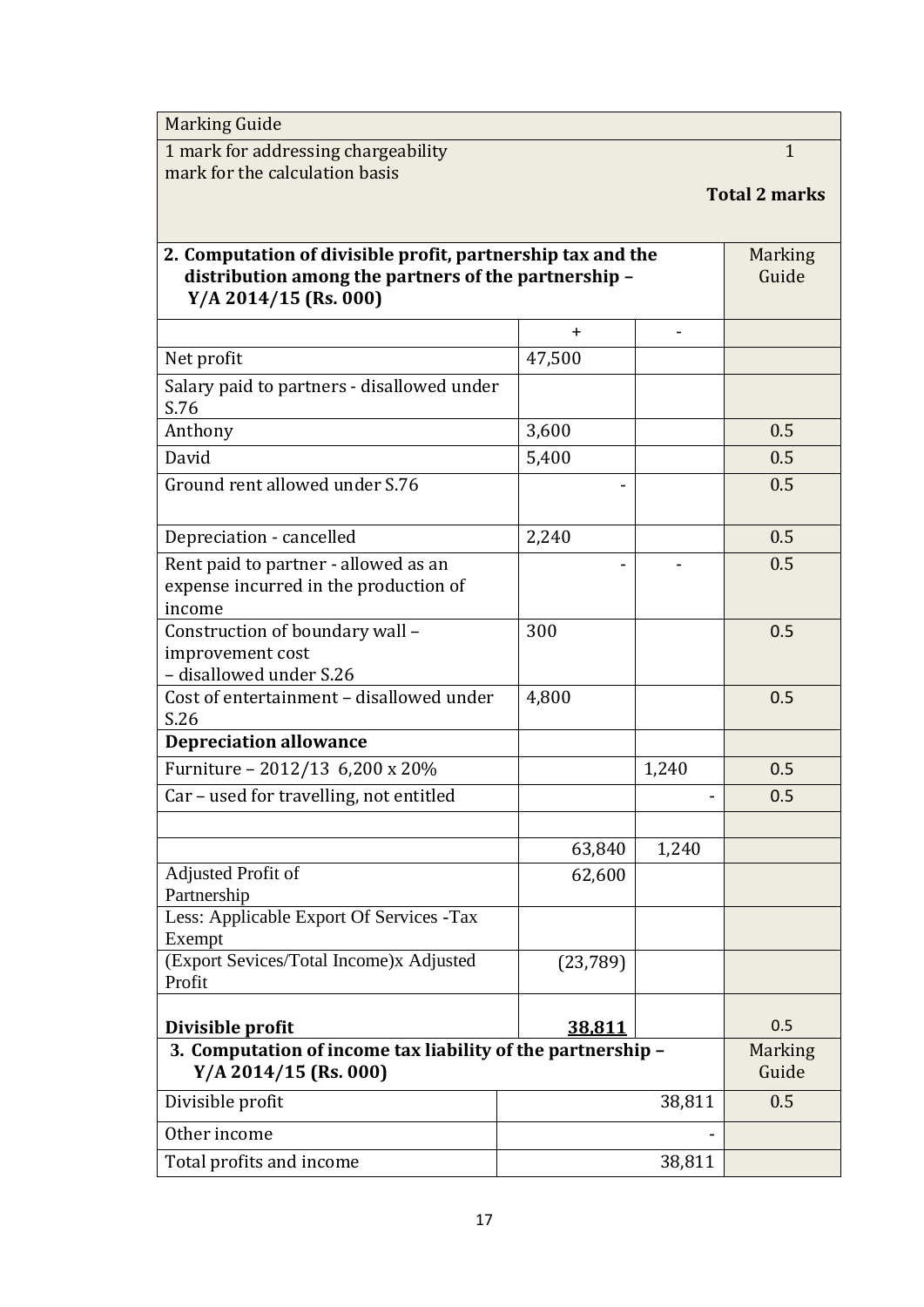| Marking Guide | |
|---|---|
| 1 mark for addressing chargeability | 1 |
| mark for the calculation basis | |
| | **Total 2 marks** |

| **2. Computation of divisible profit, partnership tax and the distribution among the partners of the partnership – Y/A 2014/15 (Rs. 000)** | | | Marking Guide |
|---|---|---|---|
| | + | - | |
| Net profit | 47,500 | | |
| Salary paid to partners - disallowed under S.76 | | | |
| Anthony | 3,600 | | 0.5 |
| David | 5,400 | | 0.5 |
| Ground rent allowed under S.76 | - | | 0.5 |
| Depreciation - cancelled | 2,240 | | 0.5 |
| Rent paid to partner - allowed as an expense incurred in the production of income | - | - | 0.5 |
| Construction of boundary wall – improvement cost – disallowed under S.26 | 300 | | 0.5 |
| Cost of entertainment – disallowed under S.26 | 4,800 | | 0.5 |
| **Depreciation allowance** | | | |
| Furniture – 2012/13 6,200 x 20% | | 1,240 | 0.5 |
| Car – used for travelling, not entitled | | - | 0.5 |
| | | | |
| | 63,840 | 1,240 | |
| Adjusted Profit of Partnership | 62,600 | | |
| Less: Applicable Export Of Services -Tax Exempt | | | |
| (Export Sevices/Total Income)x Adjusted Profit | (23,789) | | |
| **Divisible profit** | **38,811** | | 0.5 |

| **3. Computation of income tax liability of the partnership – Y/A 2014/15 (Rs. 000)** | | Marking Guide |
|---|---|---|
| Divisible profit | 38,811 | 0.5 |
| Other income | - | |
| Total profits and income | 38,811 | |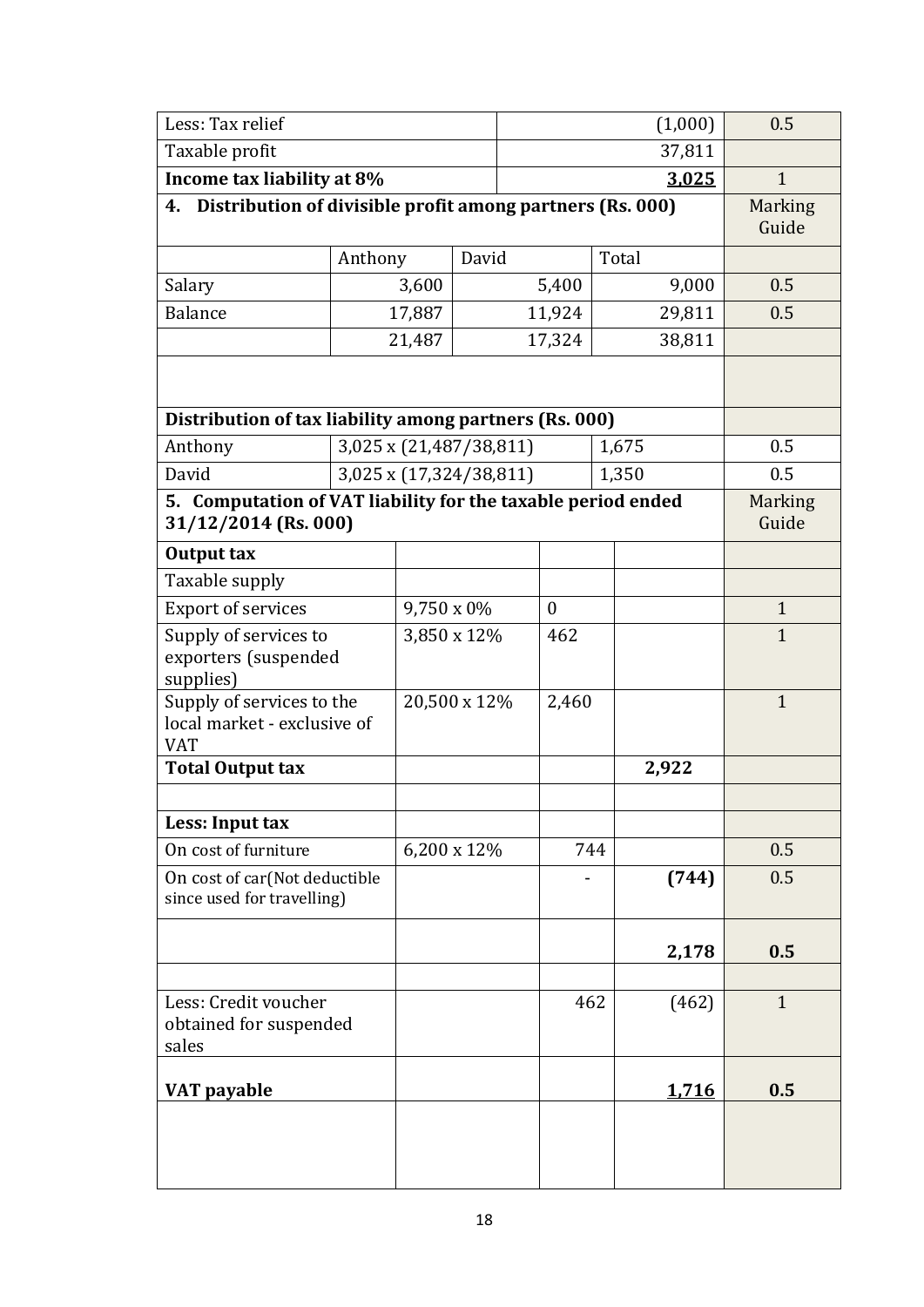| Less: Tax relief | (1,000) | 0.5 |
|---|---|---|
| Taxable profit | 37,811 | |
| **Income tax liability at 8%** | **3,025** | 1 |

**4. Distribution of divisible profit among partners (Rs. 000)** — Marking Guide

| | Anthony | David | Total | Marking Guide |
|---|---|---|---|---|
| Salary | 3,600 | 5,400 | 9,000 | 0.5 |
| Balance | 17,887 | 11,924 | 29,811 | 0.5 |
| | 21,487 | 17,324 | 38,811 | |

**Distribution of tax liability among partners (Rs. 000)**

| | | | |
|---|---|---|---|
| Anthony | 3,025 x (21,487/38,811) | 1,675 | 0.5 |
| David | 3,025 x (17,324/38,811) | 1,350 | 0.5 |

**5. Computation of VAT liability for the taxable period ended 31/12/2014 (Rs. 000)** — Marking Guide

| | | | | Marking Guide |
|---|---|---|---|---|
| **Output tax** | | | | |
| Taxable supply | | | | |
| Export of services | 9,750 x 0% | 0 | | 1 |
| Supply of services to exporters (suspended supplies) | 3,850 x 12% | 462 | | 1 |
| Supply of services to the local market - exclusive of VAT | 20,500 x 12% | 2,460 | | 1 |
| **Total Output tax** | | | **2,922** | |
| | | | | |
| **Less: Input tax** | | | | |
| On cost of furniture | 6,200 x 12% | 744 | | 0.5 |
| On cost of car(Not deductible since used for travelling) | | - | **(744)** | 0.5 |
| | | | **2,178** | **0.5** |
| | | | | |
| Less: Credit voucher obtained for suspended sales | | 462 | (462) | 1 |
| **VAT payable** | | | **1,716** | **0.5** |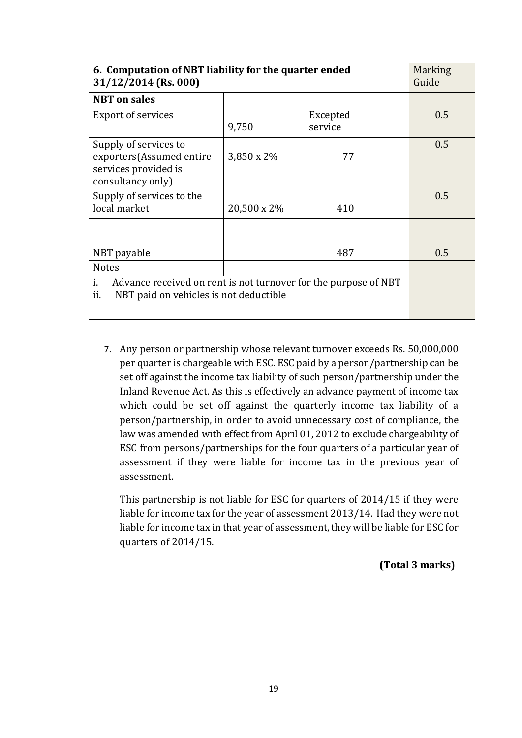| 6. Computation of NBT liability for the quarter ended 31/12/2014 (Rs. 000) | | | | Marking Guide |
|---|---|---|---|---|
| **NBT on sales** | | | | |
| Export of services | 9,750 | Excepted service | | 0.5 |
| Supply of services to exporters(Assumed entire services provided is consultancy only) | 3,850 x 2% | 77 | | 0.5 |
| Supply of services to the local market | 20,500 x 2% | 410 | | 0.5 |
| | | | | |
| NBT payable | | 487 | | 0.5 |
| Notes | | | | |
| i. Advance received on rent is not turnover for the purpose of NBT<br>ii. NBT paid on vehicles is not deductible | | | | |

7. Any person or partnership whose relevant turnover exceeds Rs. 50,000,000 per quarter is chargeable with ESC. ESC paid by a person/partnership can be set off against the income tax liability of such person/partnership under the Inland Revenue Act. As this is effectively an advance payment of income tax which could be set off against the quarterly income tax liability of a person/partnership, in order to avoid unnecessary cost of compliance, the law was amended with effect from April 01, 2012 to exclude chargeability of ESC from persons/partnerships for the four quarters of a particular year of assessment if they were liable for income tax in the previous year of assessment.

   This partnership is not liable for ESC for quarters of 2014/15 if they were liable for income tax for the year of assessment 2013/14. Had they were not liable for income tax in that year of assessment, they will be liable for ESC for quarters of 2014/15.

**(Total 3 marks)**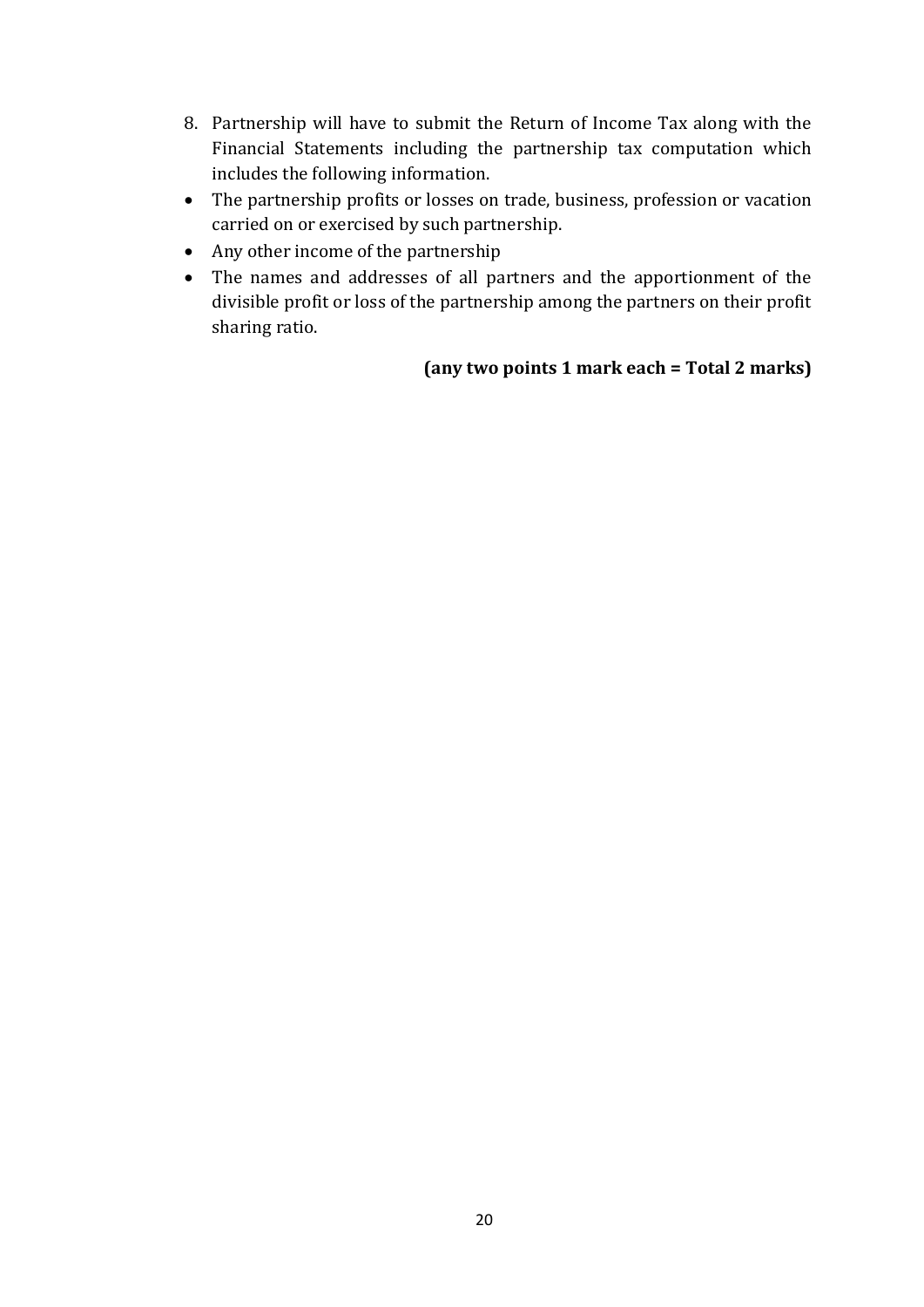8. Partnership will have to submit the Return of Income Tax along with the Financial Statements including the partnership tax computation which includes the following information.

- The partnership profits or losses on trade, business, profession or vacation carried on or exercised by such partnership.
- Any other income of the partnership
- The names and addresses of all partners and the apportionment of the divisible profit or loss of the partnership among the partners on their profit sharing ratio.

**(any two points 1 mark each = Total 2 marks)**